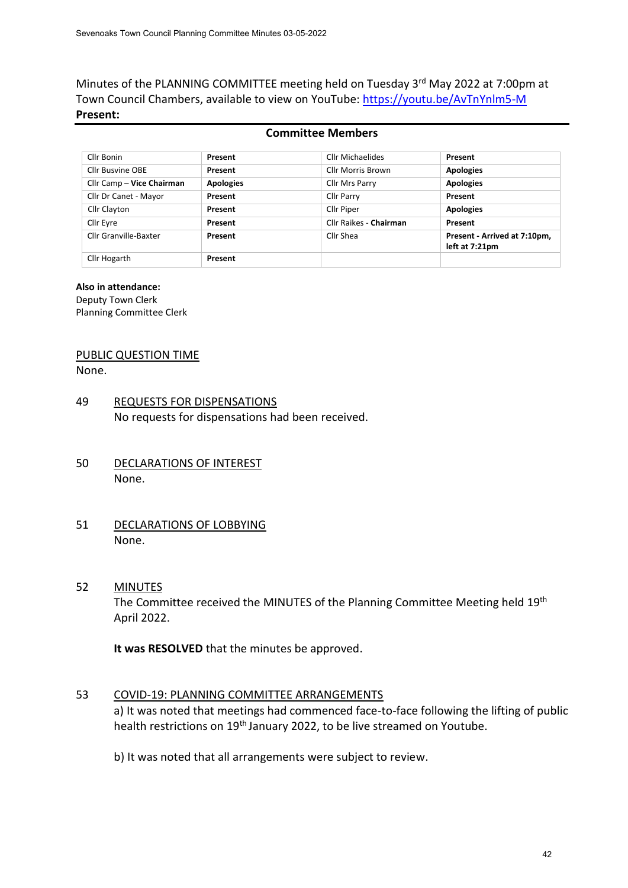Minutes of the PLANNING COMMITTEE meeting held on Tuesday 3rd May 2022 at 7:00pm at Town Council Chambers, available to view on YouTube: https://youtu.be/AvTnYnlm5-M

**Present:**

**Committee Members**

| | | | |
|---|---|---|---|
| Cllr Bonin | **Present** | Cllr Michaelides | **Present** |
| Cllr Busvine OBE | **Present** | Cllr Morris Brown | **Apologies** |
| Cllr Camp – **Vice Chairman** | **Apologies** | Cllr Mrs Parry | **Apologies** |
| Cllr Dr Canet - Mayor | **Present** | Cllr Parry | **Present** |
| Cllr Clayton | **Present** | Cllr Piper | **Apologies** |
| Cllr Eyre | **Present** | Cllr Raikes - **Chairman** | **Present** |
| Cllr Granville-Baxter | **Present** | Cllr Shea | **Present - Arrived at 7:10pm, left at 7:21pm** |
| Cllr Hogarth | **Present** | | |

**Also in attendance:**
Deputy Town Clerk
Planning Committee Clerk

PUBLIC QUESTION TIME
None.

49 REQUESTS FOR DISPENSATIONS
No requests for dispensations had been received.

50 DECLARATIONS OF INTEREST
None.

51 DECLARATIONS OF LOBBYING
None.

52 MINUTES
The Committee received the MINUTES of the Planning Committee Meeting held 19th April 2022.

**It was RESOLVED** that the minutes be approved.

53 COVID-19: PLANNING COMMITTEE ARRANGEMENTS
a) It was noted that meetings had commenced face-to-face following the lifting of public health restrictions on 19th January 2022, to be live streamed on Youtube.

b) It was noted that all arrangements were subject to review.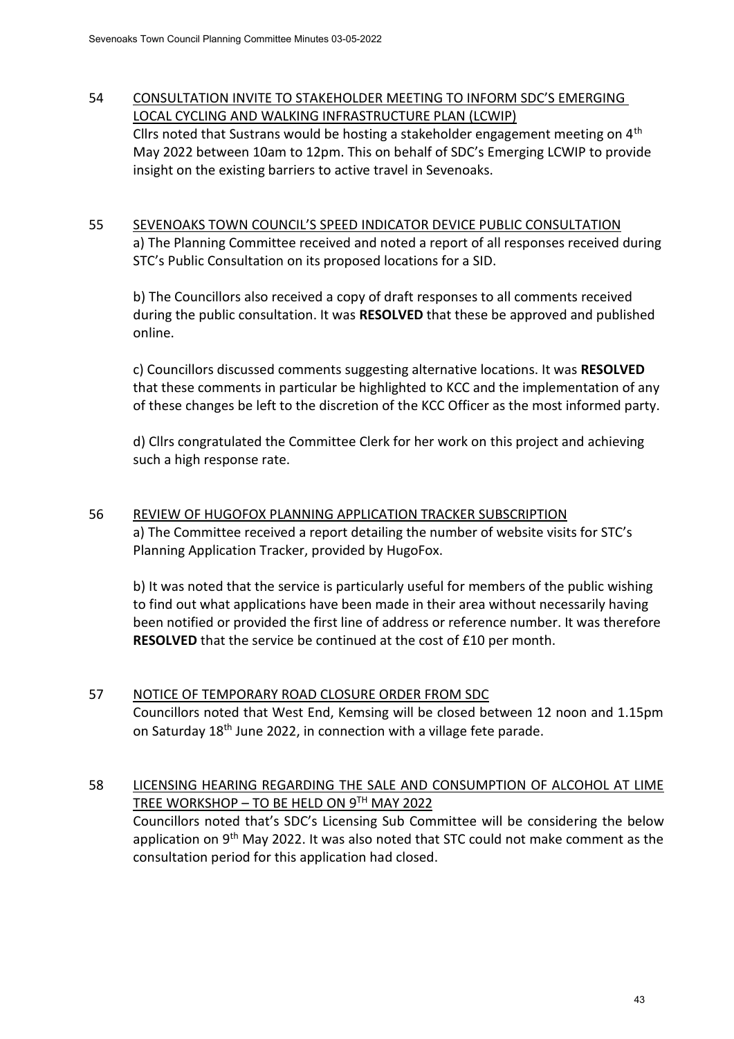54 CONSULTATION INVITE TO STAKEHOLDER MEETING TO INFORM SDC'S EMERGING LOCAL CYCLING AND WALKING INFRASTRUCTURE PLAN (LCWIP)

Cllrs noted that Sustrans would be hosting a stakeholder engagement meeting on 4th May 2022 between 10am to 12pm. This on behalf of SDC's Emerging LCWIP to provide insight on the existing barriers to active travel in Sevenoaks.

55 SEVENOAKS TOWN COUNCIL'S SPEED INDICATOR DEVICE PUBLIC CONSULTATION

a) The Planning Committee received and noted a report of all responses received during STC's Public Consultation on its proposed locations for a SID.

b) The Councillors also received a copy of draft responses to all comments received during the public consultation. It was **RESOLVED** that these be approved and published online.

c) Councillors discussed comments suggesting alternative locations. It was **RESOLVED** that these comments in particular be highlighted to KCC and the implementation of any of these changes be left to the discretion of the KCC Officer as the most informed party.

d) Cllrs congratulated the Committee Clerk for her work on this project and achieving such a high response rate.

56 REVIEW OF HUGOFOX PLANNING APPLICATION TRACKER SUBSCRIPTION

a) The Committee received a report detailing the number of website visits for STC's Planning Application Tracker, provided by HugoFox.

b) It was noted that the service is particularly useful for members of the public wishing to find out what applications have been made in their area without necessarily having been notified or provided the first line of address or reference number. It was therefore **RESOLVED** that the service be continued at the cost of £10 per month.

57 NOTICE OF TEMPORARY ROAD CLOSURE ORDER FROM SDC

Councillors noted that West End, Kemsing will be closed between 12 noon and 1.15pm on Saturday 18th June 2022, in connection with a village fete parade.

58 LICENSING HEARING REGARDING THE SALE AND CONSUMPTION OF ALCOHOL AT LIME TREE WORKSHOP – TO BE HELD ON 9TH MAY 2022

Councillors noted that's SDC's Licensing Sub Committee will be considering the below application on 9th May 2022. It was also noted that STC could not make comment as the consultation period for this application had closed.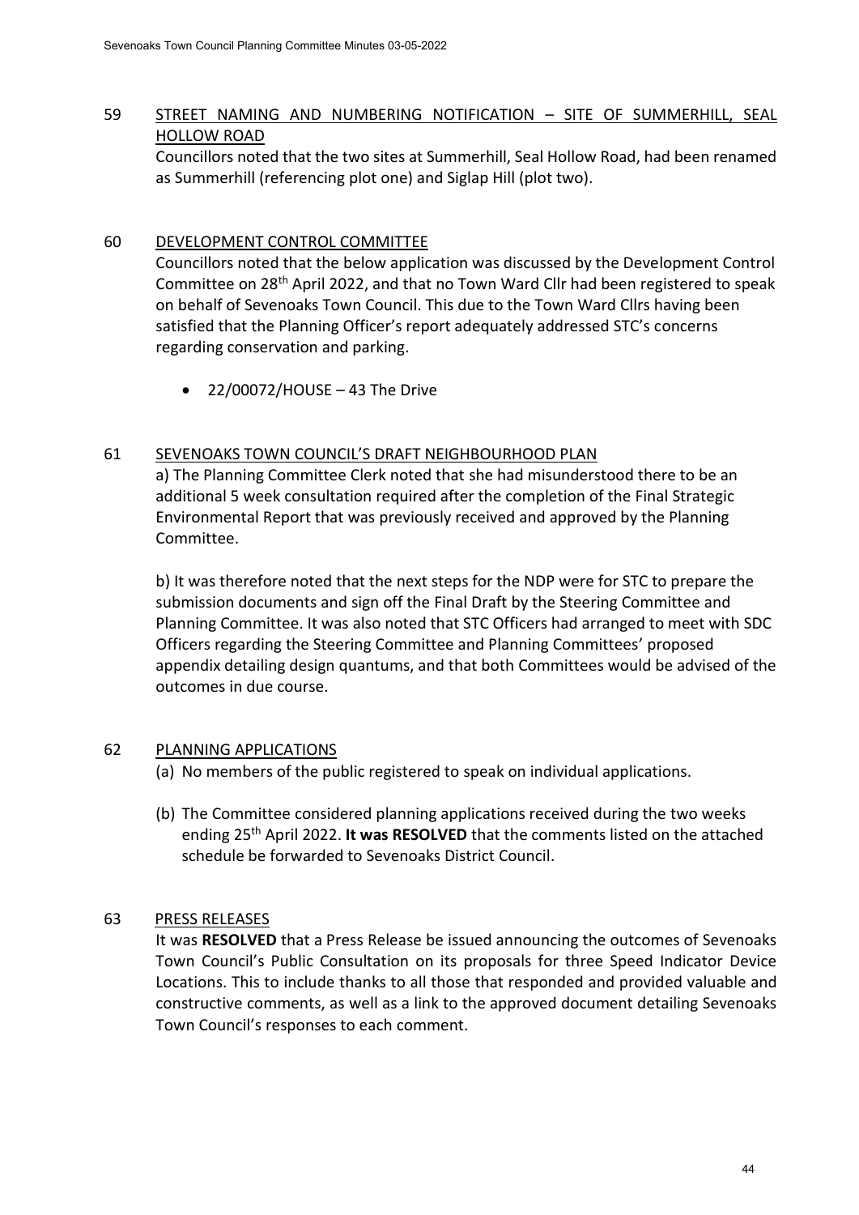59 STREET NAMING AND NUMBERING NOTIFICATION – SITE OF SUMMERHILL, SEAL HOLLOW ROAD

Councillors noted that the two sites at Summerhill, Seal Hollow Road, had been renamed as Summerhill (referencing plot one) and Siglap Hill (plot two).

60 DEVELOPMENT CONTROL COMMITTEE

Councillors noted that the below application was discussed by the Development Control Committee on 28th April 2022, and that no Town Ward Cllr had been registered to speak on behalf of Sevenoaks Town Council. This due to the Town Ward Cllrs having been satisfied that the Planning Officer's report adequately addressed STC's concerns regarding conservation and parking.

- 22/00072/HOUSE – 43 The Drive

61 SEVENOAKS TOWN COUNCIL'S DRAFT NEIGHBOURHOOD PLAN

a) The Planning Committee Clerk noted that she had misunderstood there to be an additional 5 week consultation required after the completion of the Final Strategic Environmental Report that was previously received and approved by the Planning Committee.

b) It was therefore noted that the next steps for the NDP were for STC to prepare the submission documents and sign off the Final Draft by the Steering Committee and Planning Committee. It was also noted that STC Officers had arranged to meet with SDC Officers regarding the Steering Committee and Planning Committees' proposed appendix detailing design quantums, and that both Committees would be advised of the outcomes in due course.

62 PLANNING APPLICATIONS

(a) No members of the public registered to speak on individual applications.

(b) The Committee considered planning applications received during the two weeks ending 25th April 2022. **It was RESOLVED** that the comments listed on the attached schedule be forwarded to Sevenoaks District Council.

63 PRESS RELEASES

It was **RESOLVED** that a Press Release be issued announcing the outcomes of Sevenoaks Town Council's Public Consultation on its proposals for three Speed Indicator Device Locations. This to include thanks to all those that responded and provided valuable and constructive comments, as well as a link to the approved document detailing Sevenoaks Town Council's responses to each comment.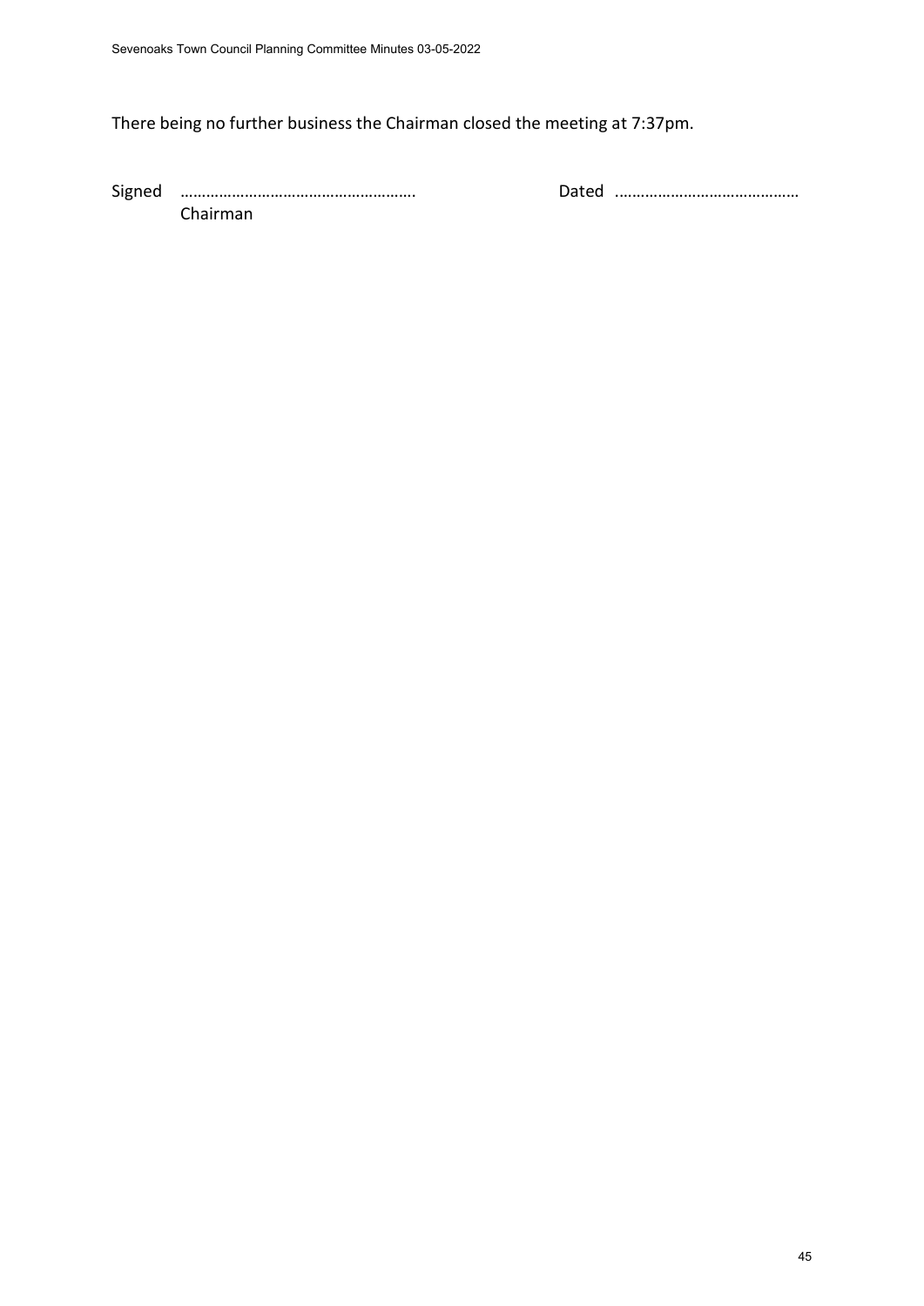There being no further business the Chairman closed the meeting at 7:37pm.

Signed ……………………………………………….  Dated ……………………………………
Chairman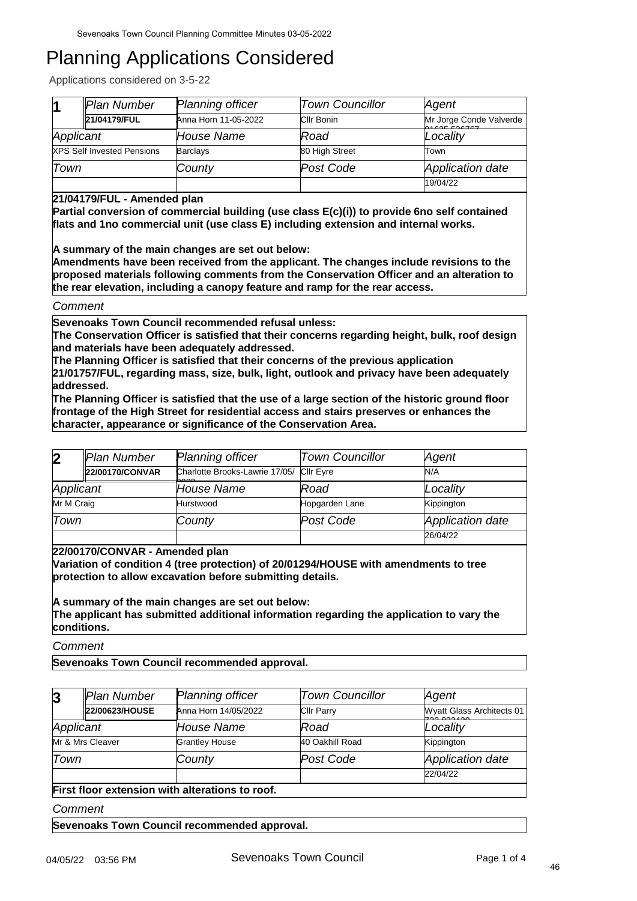# Planning Applications Considered

Applications considered on 3-5-22

| 1 | Plan Number | Planning officer | Town Councillor | Agent |
|---|---|---|---|---|
| | 21/04179/FUL | Anna Horn 11-05-2022 | Cllr Bonin | Mr Jorge Conde Valverde 01635 526767 |
| Applicant | | House Name | Road | Locality |
| XPS Self Invested Pensions | | Barclays | 80 High Street | Town |
| Town | | County | Post Code | Application date |
| | | | | 19/04/22 |

**21/04179/FUL - Amended plan**
**Partial conversion of commercial building (use class E(c)(i)) to provide 6no self contained flats and 1no commercial unit (use class E) including extension and internal works.**

**A summary of the main changes are set out below:**
**Amendments have been received from the applicant. The changes include revisions to the proposed materials following comments from the Conservation Officer and an alteration to the rear elevation, including a canopy feature and ramp for the rear access.**

*Comment*

**Sevenoaks Town Council recommended refusal unless:**
**The Conservation Officer is satisfied that their concerns regarding height, bulk, roof design and materials have been adequately addressed.**
**The Planning Officer is satisfied that their concerns of the previous application 21/01757/FUL, regarding mass, size, bulk, light, outlook and privacy have been adequately addressed.**
**The Planning Officer is satisfied that the use of a large section of the historic ground floor frontage of the High Street for residential access and stairs preserves or enhances the character, appearance or significance of the Conservation Area.**

| 2 | Plan Number | Planning officer | Town Councillor | Agent |
|---|---|---|---|---|
| | 22/00170/CONVAR | Charlotte Brooks-Lawrie 17/05/2022 | Cllr Eyre | N/A |
| Applicant | | House Name | Road | Locality |
| Mr M Craig | | Hurstwood | Hopgarden Lane | Kippington |
| Town | | County | Post Code | Application date |
| | | | | 26/04/22 |

**22/00170/CONVAR - Amended plan**
**Variation of condition 4 (tree protection) of 20/01294/HOUSE with amendments to tree protection to allow excavation before submitting details.**

**A summary of the main changes are set out below:**
**The applicant has submitted additional information regarding the application to vary the conditions.**

*Comment*

**Sevenoaks Town Council recommended approval.**

| 3 | Plan Number | Planning officer | Town Councillor | Agent |
|---|---|---|---|---|
| | 22/00623/HOUSE | Anna Horn 14/05/2022 | Cllr Parry | Wyatt Glass Architects 01732 833439 |
| Applicant | | House Name | Road | Locality |
| Mr & Mrs Cleaver | | Grantley House | 40 Oakhill Road | Kippington |
| Town | | County | Post Code | Application date |
| | | | | 22/04/22 |

**First floor extension with alterations to roof.**

*Comment*

**Sevenoaks Town Council recommended approval.**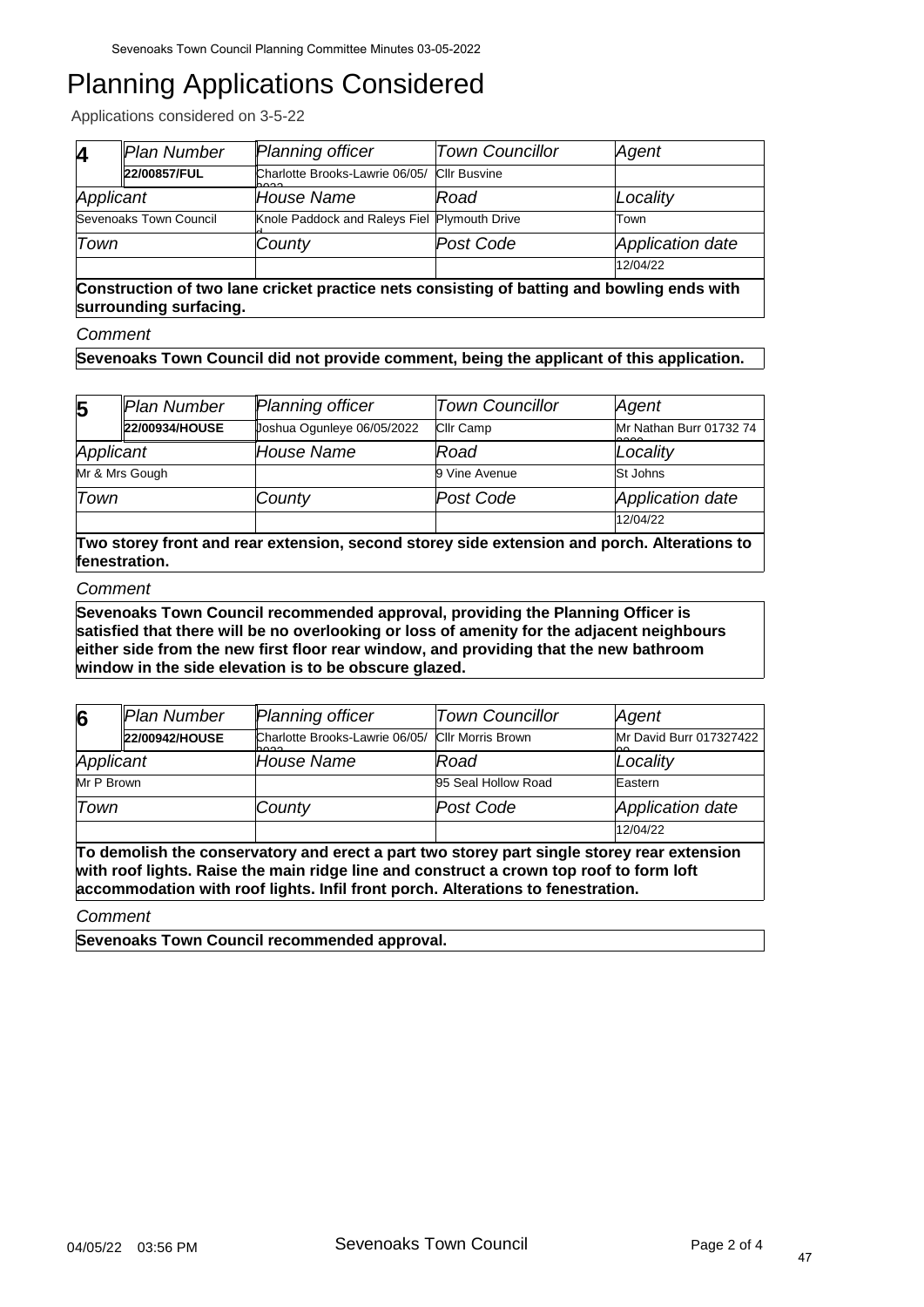# Planning Applications Considered

Applications considered on 3-5-22

| 4 | Plan Number | Planning officer | Town Councillor | Agent |
|---|---|---|---|---|
| | 22/00857/FUL | Charlotte Brooks-Lawrie 06/05/2022 | Cllr Busvine | |
| Applicant | | House Name | Road | Locality |
| Sevenoaks Town Council | | Knole Paddock and Raleys Field | Plymouth Drive | Town |
| Town | | County | Post Code | Application date |
| | | | | 12/04/22 |

**Construction of two lane cricket practice nets consisting of batting and bowling ends with surrounding surfacing.**

*Comment*

**Sevenoaks Town Council did not provide comment, being the applicant of this application.**

| 5 | Plan Number | Planning officer | Town Councillor | Agent |
|---|---|---|---|---|
| | 22/00934/HOUSE | Joshua Ogunleye 06/05/2022 | Cllr Camp | Mr Nathan Burr 01732 74 |
| Applicant | | House Name | Road | Locality |
| Mr & Mrs Gough | | | 9 Vine Avenue | St Johns |
| Town | | County | Post Code | Application date |
| | | | | 12/04/22 |

**Two storey front and rear extension, second storey side extension and porch. Alterations to fenestration.**

*Comment*

**Sevenoaks Town Council recommended approval, providing the Planning Officer is satisfied that there will be no overlooking or loss of amenity for the adjacent neighbours either side from the new first floor rear window, and providing that the new bathroom window in the side elevation is to be obscure glazed.**

| 6 | Plan Number | Planning officer | Town Councillor | Agent |
|---|---|---|---|---|
| | 22/00942/HOUSE | Charlotte Brooks-Lawrie 06/05/2022 | Cllr Morris Brown | Mr David Burr 017327422 |
| Applicant | | House Name | Road | Locality |
| Mr P Brown | | | 95 Seal Hollow Road | Eastern |
| Town | | County | Post Code | Application date |
| | | | | 12/04/22 |

**To demolish the conservatory and erect a part two storey part single storey rear extension with roof lights. Raise the main ridge line and construct a crown top roof to form loft accommodation with roof lights. Infil front porch. Alterations to fenestration.**

*Comment*

**Sevenoaks Town Council recommended approval.**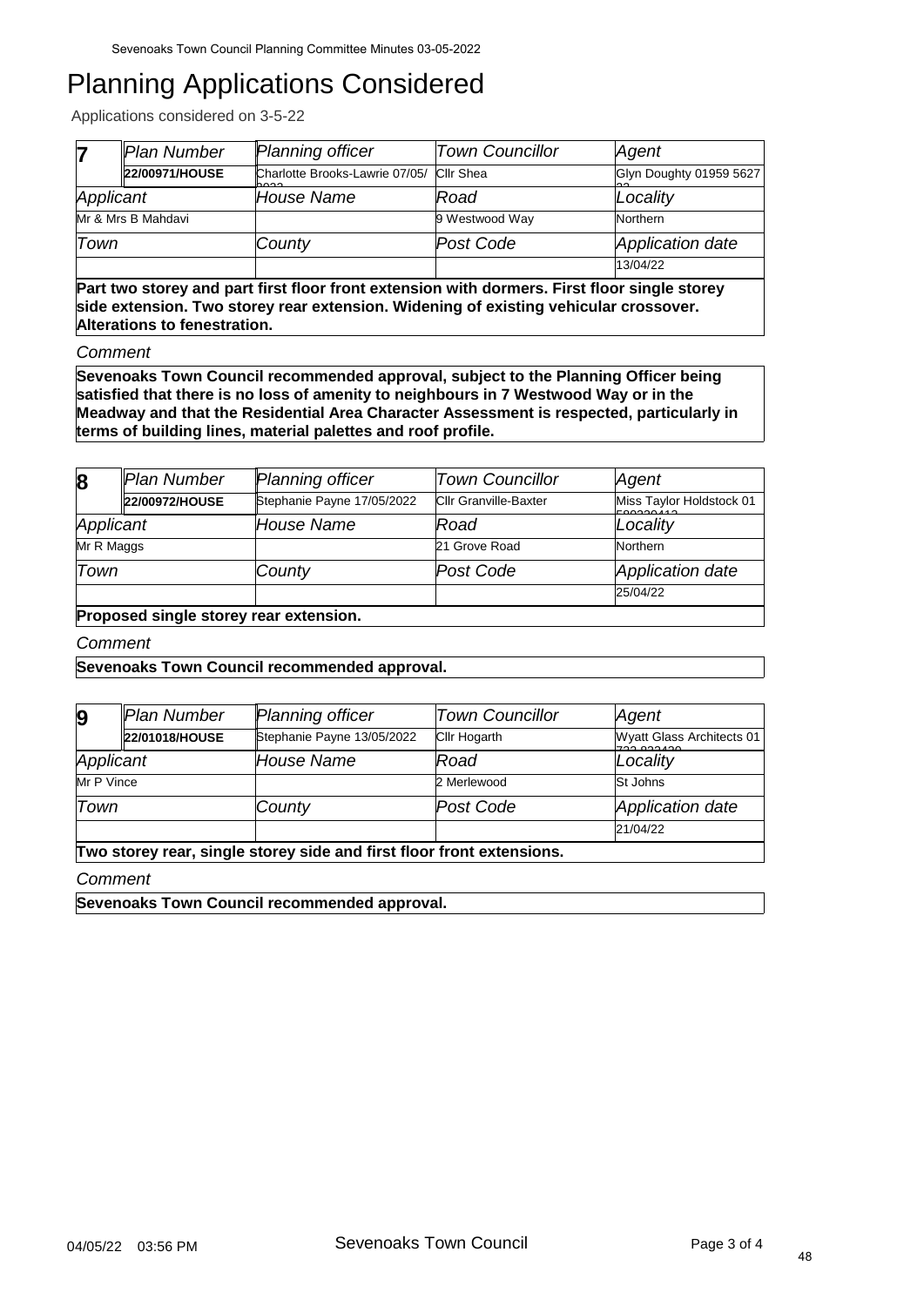# Planning Applications Considered

Applications considered on 3-5-22

| 7 | Plan Number | Planning officer | Town Councillor | Agent |
|---|---|---|---|---|
| | **22/00971/HOUSE** | Charlotte Brooks-Lawrie 07/05/2022 | Cllr Shea | Glyn Doughty 01959 562722 |
| Applicant | | House Name | Road | Locality |
| Mr & Mrs B Mahdavi | | | 9 Westwood Way | Northern |
| Town | | County | Post Code | Application date |
| | | | | 13/04/22 |

**Part two storey and part first floor front extension with dormers. First floor single storey side extension. Two storey rear extension. Widening of existing vehicular crossover. Alterations to fenestration.**

*Comment*

**Sevenoaks Town Council recommended approval, subject to the Planning Officer being satisfied that there is no loss of amenity to neighbours in 7 Westwood Way or in the Meadway and that the Residential Area Character Assessment is respected, particularly in terms of building lines, material palettes and roof profile.**

| 8 | Plan Number | Planning officer | Town Councillor | Agent |
|---|---|---|---|---|
| | **22/00972/HOUSE** | Stephanie Payne 17/05/2022 | Cllr Granville-Baxter | Miss Taylor Holdstock 01580230412 |
| Applicant | | House Name | Road | Locality |
| Mr R Maggs | | | 21 Grove Road | Northern |
| Town | | County | Post Code | Application date |
| | | | | 25/04/22 |

**Proposed single storey rear extension.**

*Comment*

**Sevenoaks Town Council recommended approval.**

| 9 | Plan Number | Planning officer | Town Councillor | Agent |
|---|---|---|---|---|
| | **22/01018/HOUSE** | Stephanie Payne 13/05/2022 | Cllr Hogarth | Wyatt Glass Architects 01732 833430 |
| Applicant | | House Name | Road | Locality |
| Mr P Vince | | | 2 Merlewood | St Johns |
| Town | | County | Post Code | Application date |
| | | | | 21/04/22 |

**Two storey rear, single storey side and first floor front extensions.**

*Comment*

**Sevenoaks Town Council recommended approval.**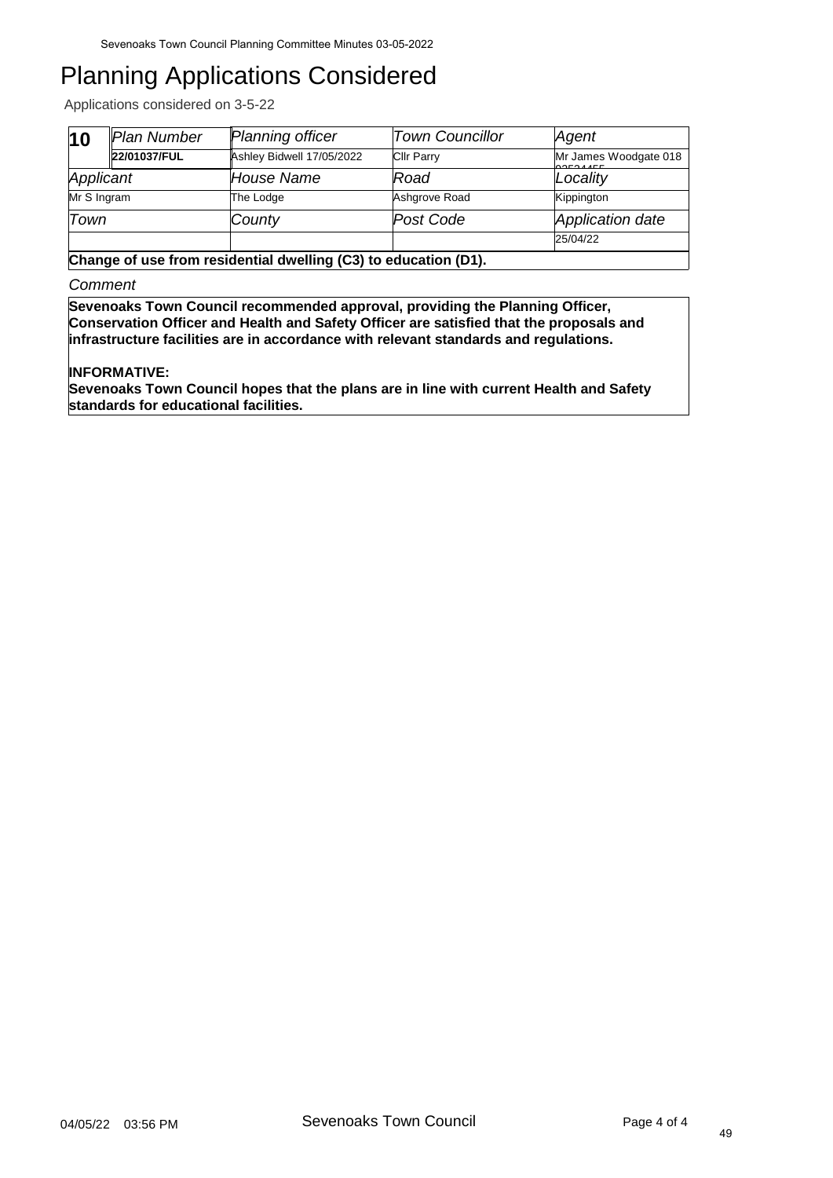# Planning Applications Considered

Applications considered on 3-5-22

| **10** | *Plan Number* | *Planning officer* | *Town Councillor* | *Agent* |
|---|---|---|---|---|
| | **22/01037/FUL** | Ashley Bidwell 17/05/2022 | Cllr Parry | Mr James Woodgate 018 02524455 |
| *Applicant* | | *House Name* | *Road* | *Locality* |
| Mr S Ingram | | The Lodge | Ashgrove Road | Kippington |
| *Town* | | *County* | *Post Code* | *Application date* |
| | | | | 25/04/22 |

**Change of use from residential dwelling (C3) to education (D1).**

*Comment*

**Sevenoaks Town Council recommended approval, providing the Planning Officer, Conservation Officer and Health and Safety Officer are satisfied that the proposals and infrastructure facilities are in accordance with relevant standards and regulations.**

**INFORMATIVE:**
**Sevenoaks Town Council hopes that the plans are in line with current Health and Safety standards for educational facilities.**